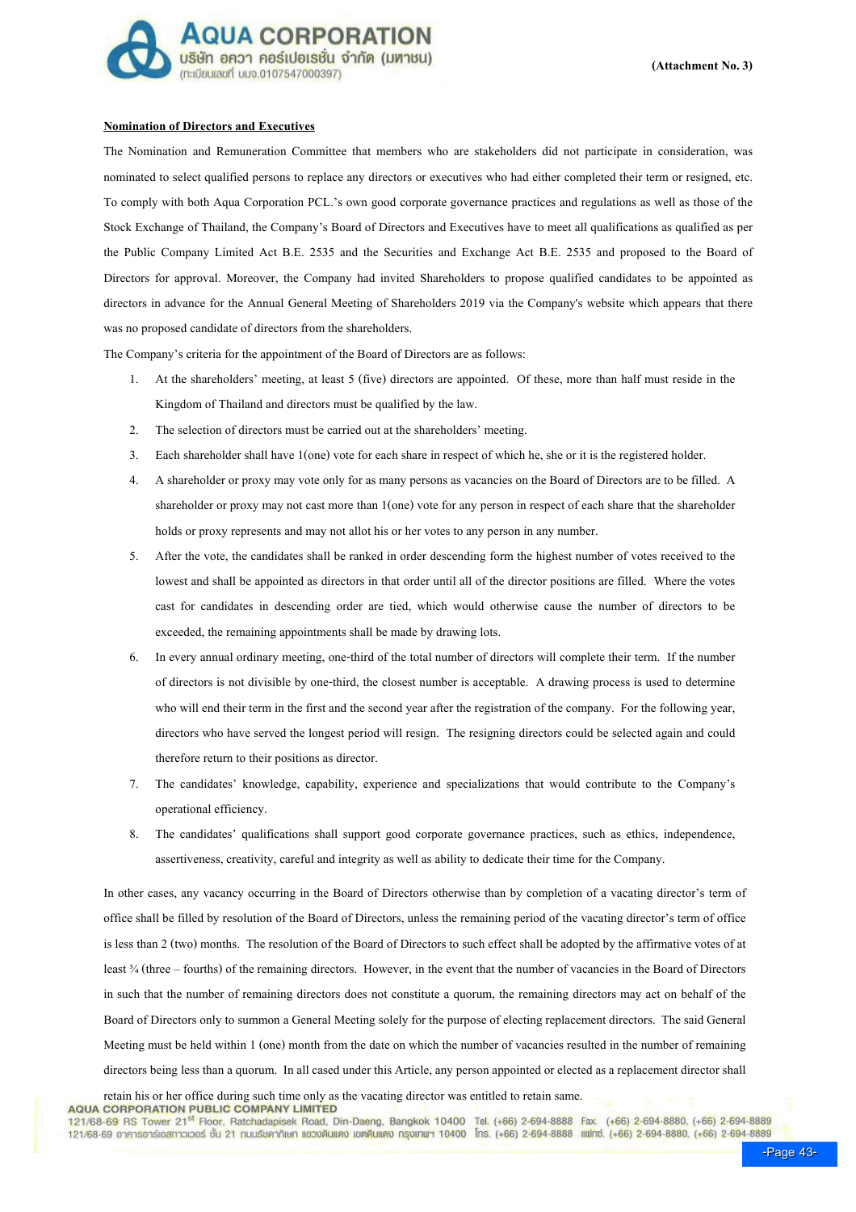(Attachment No. 3)

**Nomination of Directors and Executives**

The Nomination and Remuneration Committee that members who are stakeholders did not participate in consideration, was nominated to select qualified persons to replace any directors or executives who had either completed their term or resigned, etc. To comply with both Aqua Corporation PCL.'s own good corporate governance practices and regulations as well as those of the Stock Exchange of Thailand, the Company's Board of Directors and Executives have to meet all qualifications as qualified as per the Public Company Limited Act B.E. 2535 and the Securities and Exchange Act B.E. 2535 and proposed to the Board of Directors for approval. Moreover, the Company had invited Shareholders to propose qualified candidates to be appointed as directors in advance for the Annual General Meeting of Shareholders 2019 via the Company's website which appears that there was no proposed candidate of directors from the shareholders.

The Company's criteria for the appointment of the Board of Directors are as follows:

1. At the shareholders' meeting, at least 5 (five) directors are appointed. Of these, more than half must reside in the Kingdom of Thailand and directors must be qualified by the law.
2. The selection of directors must be carried out at the shareholders' meeting.
3. Each shareholder shall have 1(one) vote for each share in respect of which he, she or it is the registered holder.
4. A shareholder or proxy may vote only for as many persons as vacancies on the Board of Directors are to be filled. A shareholder or proxy may not cast more than 1(one) vote for any person in respect of each share that the shareholder holds or proxy represents and may not allot his or her votes to any person in any number.
5. After the vote, the candidates shall be ranked in order descending form the highest number of votes received to the lowest and shall be appointed as directors in that order until all of the director positions are filled. Where the votes cast for candidates in descending order are tied, which would otherwise cause the number of directors to be exceeded, the remaining appointments shall be made by drawing lots.
6. In every annual ordinary meeting, one-third of the total number of directors will complete their term. If the number of directors is not divisible by one-third, the closest number is acceptable. A drawing process is used to determine who will end their term in the first and the second year after the registration of the company. For the following year, directors who have served the longest period will resign. The resigning directors could be selected again and could therefore return to their positions as director.
7. The candidates' knowledge, capability, experience and specializations that would contribute to the Company's operational efficiency.
8. The candidates' qualifications shall support good corporate governance practices, such as ethics, independence, assertiveness, creativity, careful and integrity as well as ability to dedicate their time for the Company.

In other cases, any vacancy occurring in the Board of Directors otherwise than by completion of a vacating director's term of office shall be filled by resolution of the Board of Directors, unless the remaining period of the vacating director's term of office is less than 2 (two) months. The resolution of the Board of Directors to such effect shall be adopted by the affirmative votes of at least ¾ (three – fourths) of the remaining directors. However, in the event that the number of vacancies in the Board of Directors in such that the number of remaining directors does not constitute a quorum, the remaining directors may act on behalf of the Board of Directors only to summon a General Meeting solely for the purpose of electing replacement directors. The said General Meeting must be held within 1 (one) month from the date on which the number of vacancies resulted in the number of remaining directors being less than a quorum. In all cased under this Article, any person appointed or elected as a replacement director shall retain his or her office during such time only as the vacating director was entitled to retain same.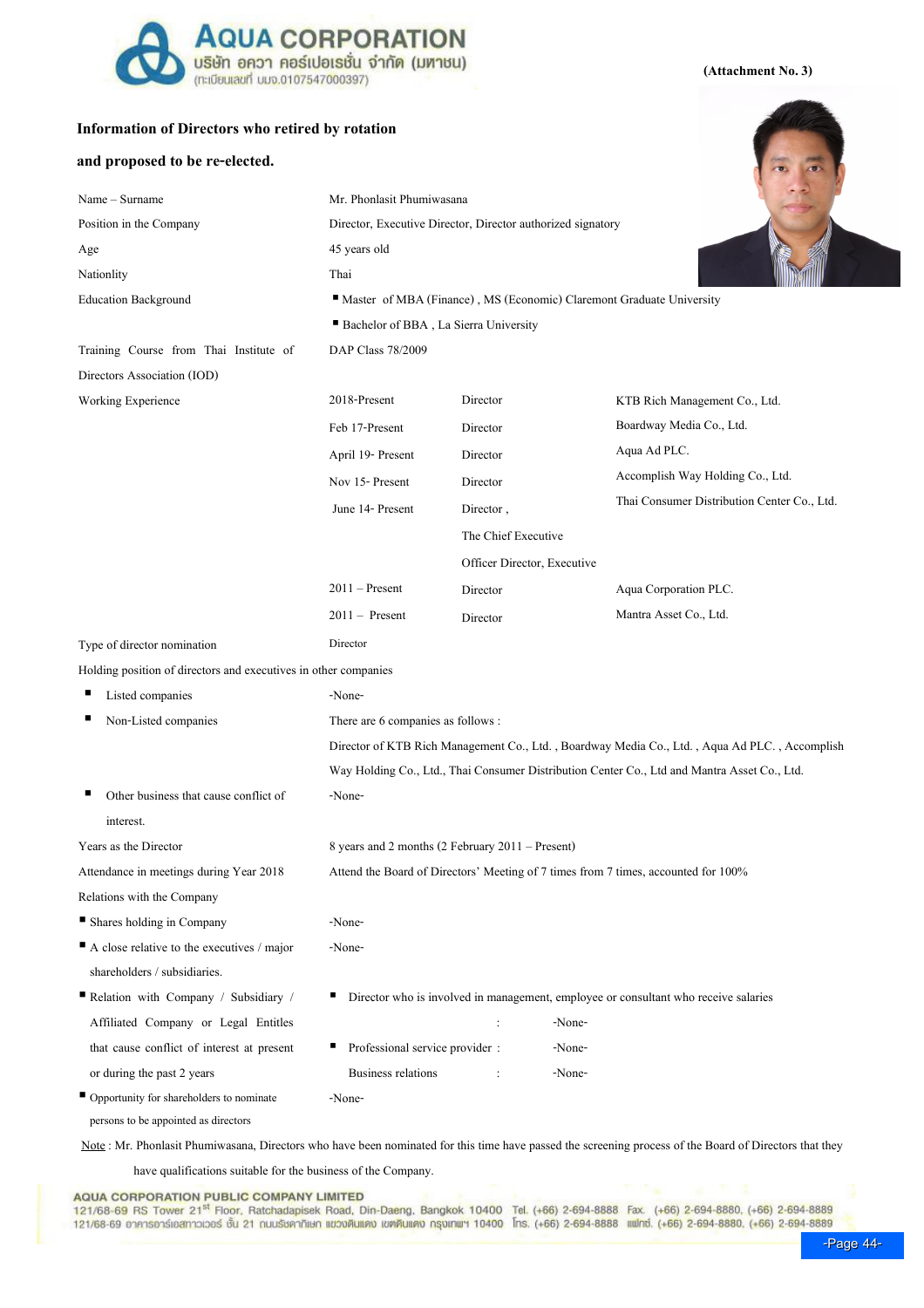(Attachment No. 3)

**Information of Directors who retired by rotation**

**and proposed to be re-elected.**

| | | | |
|---|---|---|---|
| Name – Surname | Mr. Phonlasit Phumiwasana | | |
| Position in the Company | Director, Executive Director, Director authorized signatory | | |
| Age | 45 years old | | |
| Nationlity | Thai | | |
| Education Background | ▪ Master of MBA (Finance) , MS (Economic) Claremont Graduate University | | |
| | ▪ Bachelor of BBA , La Sierra University | | |
| Training Course from Thai Institute of Directors Association (IOD) | DAP Class 78/2009 | | |
| Working Experience | 2018-Present | Director | KTB Rich Management Co., Ltd. |
| | Feb 17-Present | Director | Boardway Media Co., Ltd. |
| | April 19- Present | Director | Aqua Ad PLC. |
| | Nov 15- Present | Director | Accomplish Way Holding Co., Ltd. |
| | June 14- Present | Director , The Chief Executive Officer Director, Executive | Thai Consumer Distribution Center Co., Ltd. |
| | 2011 – Present | Director | Aqua Corporation PLC. |
| | 2011 – Present | Director | Mantra Asset Co., Ltd. |
| Type of director nomination | Director | | |

Holding position of directors and executives in other companies

- Listed companies: -None-
- Non-Listed companies: There are 6 companies as follows :
  Director of KTB Rich Management Co., Ltd. , Boardway Media Co., Ltd. , Aqua Ad PLC. , Accomplish Way Holding Co., Ltd., Thai Consumer Distribution Center Co., Ltd and Mantra Asset Co., Ltd.
- Other business that cause conflict of interest.: -None-

Years as the Director: 8 years and 2 months (2 February 2011 – Present)

Attendance in meetings during Year 2018: Attend the Board of Directors' Meeting of 7 times from 7 times, accounted for 100%

Relations with the Company

- Shares holding in Company: -None-
- A close relative to the executives / major shareholders / subsidiaries.: -None-
- Relation with Company / Subsidiary / Affiliated Company or Legal Entitles that cause conflict of interest at present or during the past 2 years:
  - Director who is involved in management, employee or consultant who receive salaries : -None-
  - Professional service provider : -None-
  - Business relations : -None-
- Opportunity for shareholders to nominate persons to be appointed as directors: -None-

Note : Mr. Phonlasit Phumiwasana, Directors who have been nominated for this time have passed the screening process of the Board of Directors that they have qualifications suitable for the business of the Company.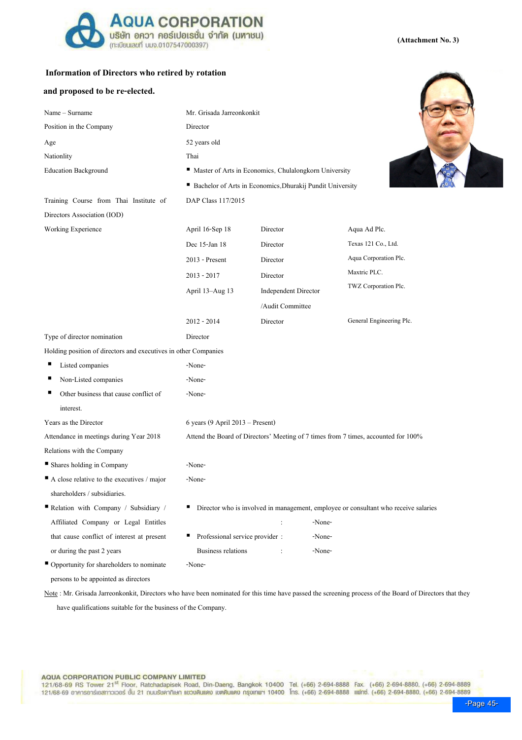(Attachment No. 3)

**Information of Directors who retired by rotation and proposed to be re-elected.**

| | | | |
|---|---|---|---|
| Name – Surname | Mr. Grisada Jarreonkonkit | | |
| Position in the Company | Director | | |
| Age | 52 years old | | |
| Nationlity | Thai | | |
| Education Background | ■ Master of Arts in Economics, Chulalongkorn University | | |
| | ■ Bachelor of Arts in Economics,Dhurakij Pundit University | | |
| Training Course from Thai Institute of Directors Association (IOD) | DAP Class 117/2015 | | |
| Working Experience | April 16-Sep 18 | Director | Aqua Ad Plc. |
| | Dec 15-Jan 18 | Director | Texas 121 Co., Ltd. |
| | 2013 - Present | Director | Aqua Corporation Plc. |
| | 2013 - 2017 | Director | Maxtric PLC. |
| | April 13–Aug 13 | Independent Director /Audit Committee | TWZ Corporation Plc. |
| | 2012 - 2014 | Director | General Engineering Plc. |
| Type of director nomination | Director | | |

Holding position of directors and executives in other Companies

- Listed companies: -None-
- Non-Listed companies: -None-
- Other business that cause conflict of interest.: -None-

Years as the Director: 6 years (9 April 2013 – Present)

Attendance in meetings during Year 2018: Attend the Board of Directors' Meeting of 7 times from 7 times, accounted for 100%

Relations with the Company

- Shares holding in Company: -None-
- A close relative to the executives / major shareholders / subsidiaries.: -None-
- Relation with Company / Subsidiary / Affiliated Company or Legal Entitles that cause conflict of interest at present or during the past 2 years:
  - Director who is involved in management, employee or consultant who receive salaries : -None-
  - Professional service provider : -None-
  - Business relations : -None-
- Opportunity for shareholders to nominate persons to be appointed as directors: -None-

Note : Mr. Grisada Jarreonkonkit, Directors who have been nominated for this time have passed the screening process of the Board of Directors that they have qualifications suitable for the business of the Company.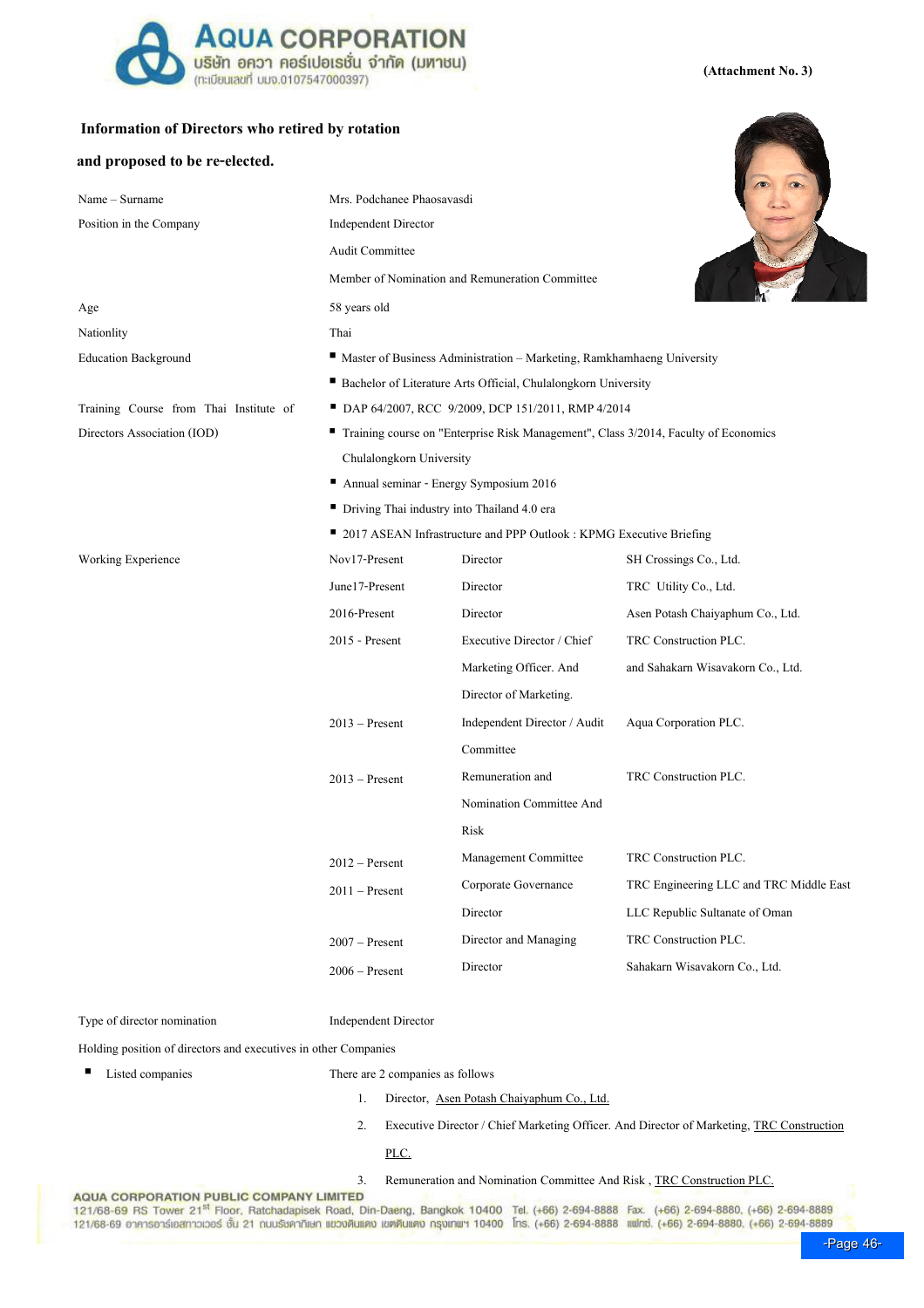(Attachment No. 3)

**Information of Directors who retired by rotation and proposed to be re-elected.**

| | |
|---|---|
| Name – Surname | Mrs. Podchanee Phaosavasdi |
| Position in the Company | Independent Director<br>Audit Committee<br>Member of Nomination and Remuneration Committee |
| Age | 58 years old |
| Nationlity | Thai |
| Education Background | ▪ Master of Business Administration – Marketing, Ramkhamhaeng University<br>▪ Bachelor of Literature Arts Official, Chulalongkorn University |
| Training Course from Thai Institute of Directors Association (IOD) | ▪ DAP 64/2007, RCC 9/2009, DCP 151/2011, RMP 4/2014<br>▪ Training course on "Enterprise Risk Management", Class 3/2014, Faculty of Economics Chulalongkorn University<br>▪ Annual seminar - Energy Symposium 2016<br>▪ Driving Thai industry into Thailand 4.0 era<br>▪ 2017 ASEAN Infrastructure and PPP Outlook : KPMG Executive Briefing |

**Working Experience**

| Period | Position | Company |
|---|---|---|
| Nov17-Present | Director | SH Crossings Co., Ltd. |
| June17-Present | Director | TRC Utility Co., Ltd. |
| 2016-Present | Director | Asen Potash Chaiyaphum Co., Ltd. |
| 2015 - Present | Executive Director / Chief Marketing Officer. And Director of Marketing. | TRC Construction PLC. and Sahakarn Wisavakorn Co., Ltd. |
| 2013 – Present | Independent Director / Audit Committee | Aqua Corporation PLC. |
| 2013 – Present | Remuneration and Nomination Committee And Risk | TRC Construction PLC. |
| 2012 – Persent | Management Committee | TRC Construction PLC. |
| 2011 – Present | Corporate Governance Director | TRC Engineering LLC and TRC Middle East LLC Republic Sultanate of Oman |
| 2007 – Present | Director and Managing | TRC Construction PLC. |
| 2006 – Present | Director | Sahakarn Wisavakorn Co., Ltd. |

Type of director nomination: Independent Director

Holding position of directors and executives in other Companies

- Listed companies — There are 2 companies as follows
  1. Director, Asen Potash Chaiyaphum Co., Ltd.
  2. Executive Director / Chief Marketing Officer. And Director of Marketing, TRC Construction PLC.
  3. Remuneration and Nomination Committee And Risk , TRC Construction PLC.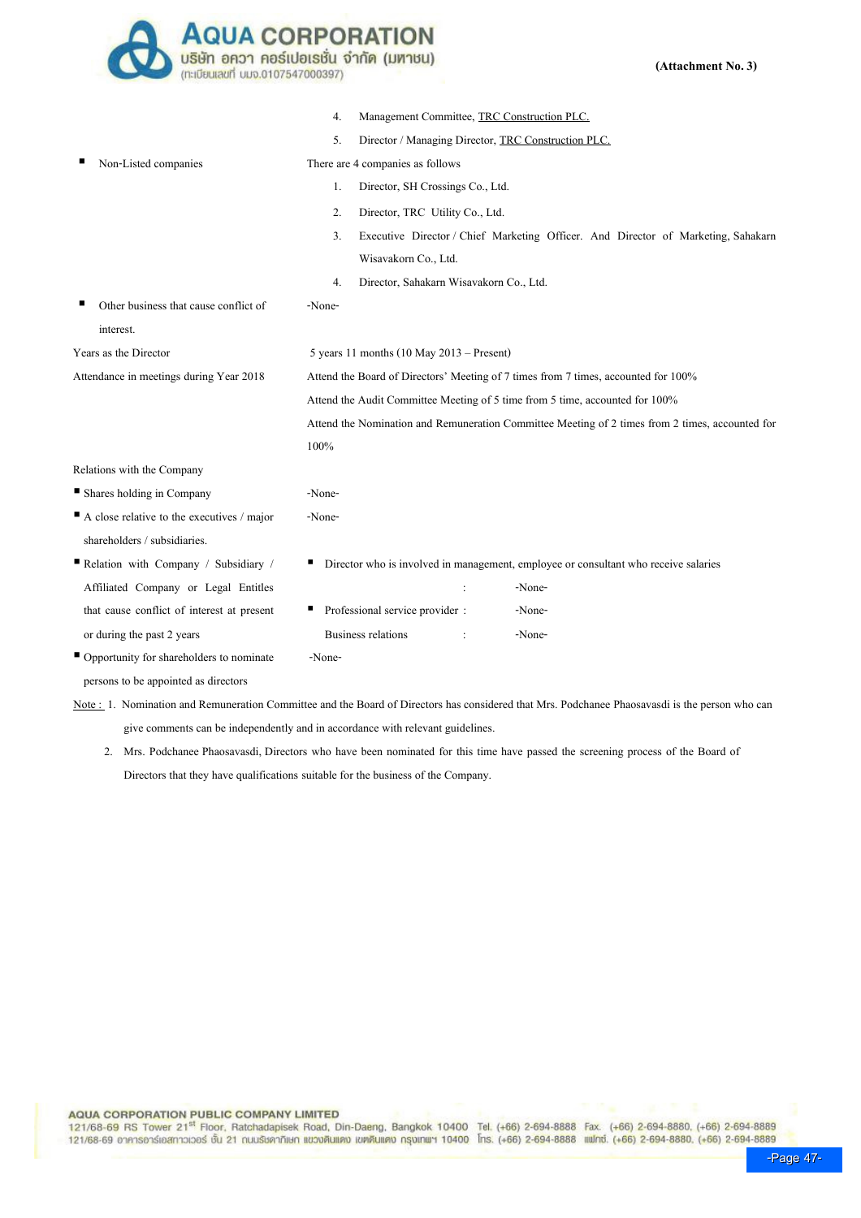(Attachment No. 3)

| | |
|---|---|
| | 4. Management Committee, TRC Construction PLC. |
| | 5. Director / Managing Director, TRC Construction PLC. |
| ▪ Non-Listed companies | There are 4 companies as follows |
| | 1. Director, SH Crossings Co., Ltd. |
| | 2. Director, TRC Utility Co., Ltd. |
| | 3. Executive Director / Chief Marketing Officer. And Director of Marketing, Sahakarn Wisavakorn Co., Ltd. |
| | 4. Director, Sahakarn Wisavakorn Co., Ltd. |
| ▪ Other business that cause conflict of interest. | -None- |
| Years as the Director | 5 years 11 months (10 May 2013 – Present) |
| Attendance in meetings during Year 2018 | Attend the Board of Directors' Meeting of 7 times from 7 times, accounted for 100% |
| | Attend the Audit Committee Meeting of 5 time from 5 time, accounted for 100% |
| | Attend the Nomination and Remuneration Committee Meeting of 2 times from 2 times, accounted for 100% |
| Relations with the Company | |
| ▪ Shares holding in Company | -None- |
| ▪ A close relative to the executives / major shareholders / subsidiaries. | -None- |
| ▪ Relation with Company / Subsidiary / Affiliated Company or Legal Entitles that cause conflict of interest at present or during the past 2 years | ▪ Director who is involved in management, employee or consultant who receive salaries : -None- |
| | ▪ Professional service provider : -None- |
| | Business relations : -None- |
| ▪ Opportunity for shareholders to nominate persons to be appointed as directors | -None- |

Note : 1. Nomination and Remuneration Committee and the Board of Directors has considered that Mrs. Podchanee Phaosavasdi is the person who can give comments can be independently and in accordance with relevant guidelines.

2. Mrs. Podchanee Phaosavasdi, Directors who have been nominated for this time have passed the screening process of the Board of Directors that they have qualifications suitable for the business of the Company.